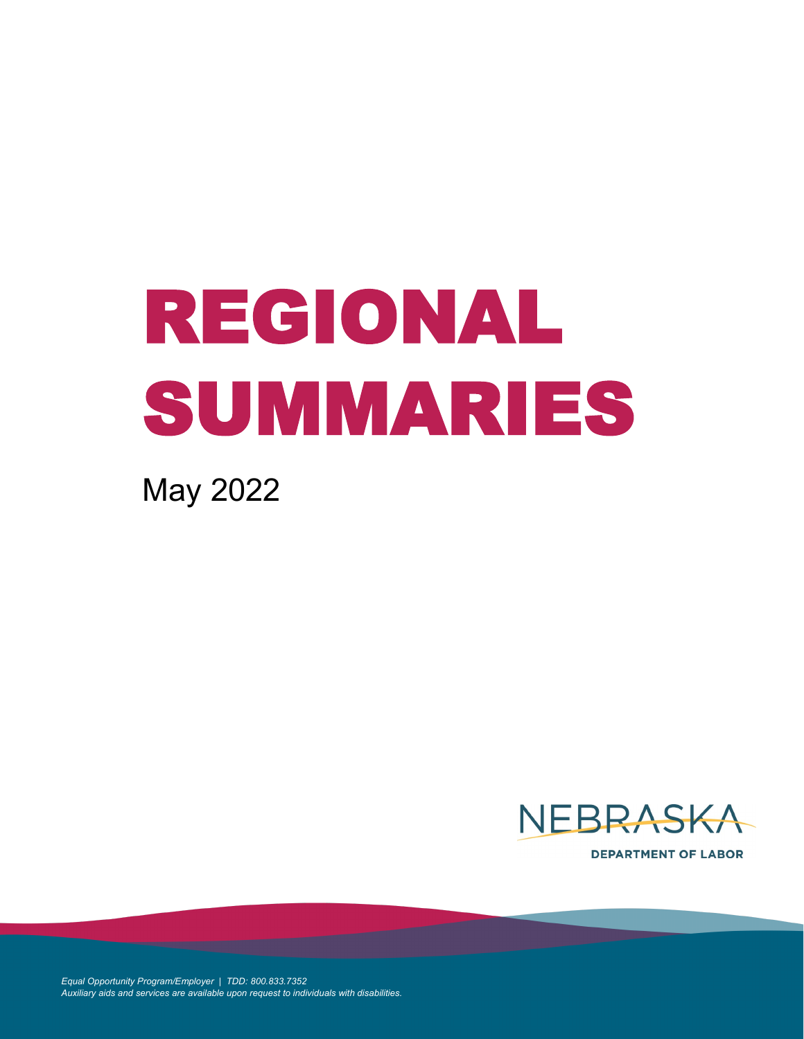# REGIONAL SUMMARIES

May 2022

NEBRASKA
DEPARTMENT OF LABOR

*Equal Opportunity Program/Employer | TDD: 800.833.7352*
*Auxiliary aids and services are available upon request to individuals with disabilities.*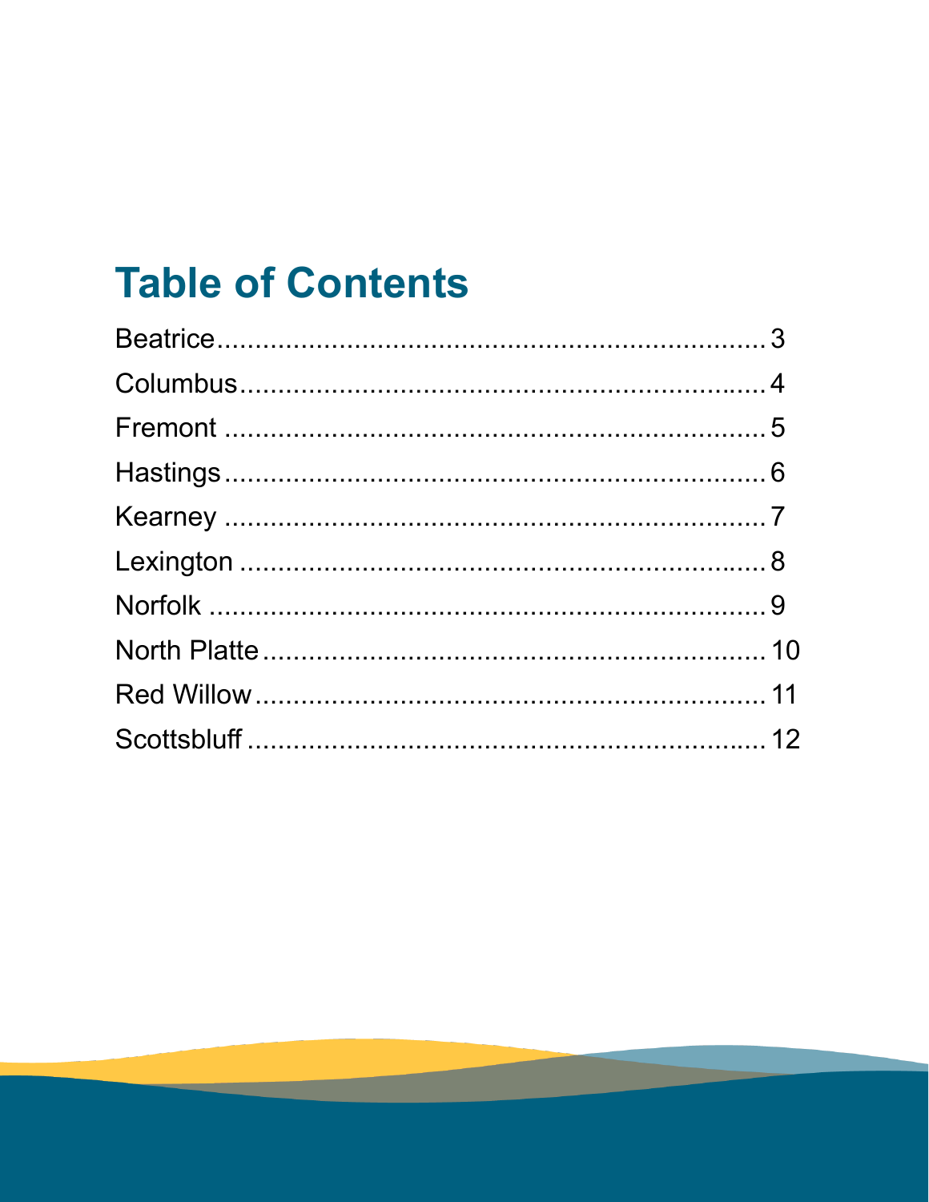# Table of Contents

Beatrice........................................................................ 3

Columbus...................................................................... 4

Fremont ........................................................................ 5

Hastings........................................................................ 6

Kearney ........................................................................ 7

Lexington ...................................................................... 8

Norfolk .......................................................................... 9

North Platte.................................................................. 10

Red Willow................................................................... 11

Scottsbluff .................................................................... 12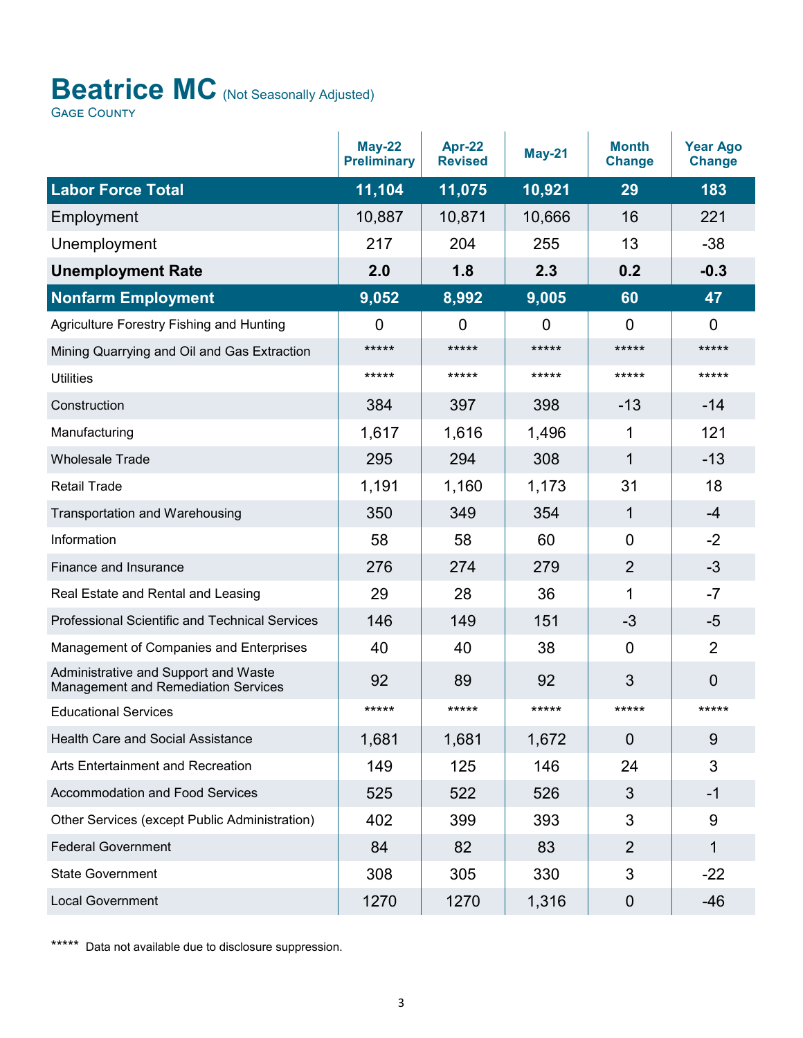# Beatrice MC (Not Seasonally Adjusted)

GAGE COUNTY

| | May-22 Preliminary | Apr-22 Revised | May-21 | Month Change | Year Ago Change |
|---|---|---|---|---|---|
| **Labor Force Total** | **11,104** | **11,075** | **10,921** | **29** | **183** |
| Employment | 10,887 | 10,871 | 10,666 | 16 | 221 |
| Unemployment | 217 | 204 | 255 | 13 | -38 |
| **Unemployment Rate** | **2.0** | **1.8** | **2.3** | **0.2** | **-0.3** |
| **Nonfarm Employment** | **9,052** | **8,992** | **9,005** | **60** | **47** |
| Agriculture Forestry Fishing and Hunting | 0 | 0 | 0 | 0 | 0 |
| Mining Quarrying and Oil and Gas Extraction | ***** | ***** | ***** | ***** | ***** |
| Utilities | ***** | ***** | ***** | ***** | ***** |
| Construction | 384 | 397 | 398 | -13 | -14 |
| Manufacturing | 1,617 | 1,616 | 1,496 | 1 | 121 |
| Wholesale Trade | 295 | 294 | 308 | 1 | -13 |
| Retail Trade | 1,191 | 1,160 | 1,173 | 31 | 18 |
| Transportation and Warehousing | 350 | 349 | 354 | 1 | -4 |
| Information | 58 | 58 | 60 | 0 | -2 |
| Finance and Insurance | 276 | 274 | 279 | 2 | -3 |
| Real Estate and Rental and Leasing | 29 | 28 | 36 | 1 | -7 |
| Professional Scientific and Technical Services | 146 | 149 | 151 | -3 | -5 |
| Management of Companies and Enterprises | 40 | 40 | 38 | 0 | 2 |
| Administrative and Support and Waste Management and Remediation Services | 92 | 89 | 92 | 3 | 0 |
| Educational Services | ***** | ***** | ***** | ***** | ***** |
| Health Care and Social Assistance | 1,681 | 1,681 | 1,672 | 0 | 9 |
| Arts Entertainment and Recreation | 149 | 125 | 146 | 24 | 3 |
| Accommodation and Food Services | 525 | 522 | 526 | 3 | -1 |
| Other Services (except Public Administration) | 402 | 399 | 393 | 3 | 9 |
| Federal Government | 84 | 82 | 83 | 2 | 1 |
| State Government | 308 | 305 | 330 | 3 | -22 |
| Local Government | 1270 | 1270 | 1,316 | 0 | -46 |

***** Data not available due to disclosure suppression.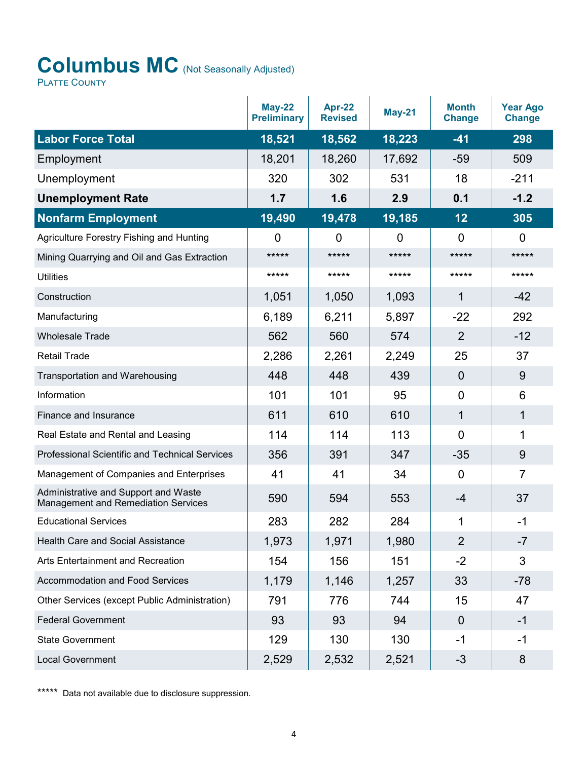# Columbus MC (Not Seasonally Adjusted)

PLATTE COUNTY

| | May-22 Preliminary | Apr-22 Revised | May-21 | Month Change | Year Ago Change |
|---|---|---|---|---|---|
| **Labor Force Total** | **18,521** | **18,562** | **18,223** | **-41** | **298** |
| Employment | 18,201 | 18,260 | 17,692 | -59 | 509 |
| Unemployment | 320 | 302 | 531 | 18 | -211 |
| **Unemployment Rate** | **1.7** | **1.6** | **2.9** | **0.1** | **-1.2** |
| **Nonfarm Employment** | **19,490** | **19,478** | **19,185** | **12** | **305** |
| Agriculture Forestry Fishing and Hunting | 0 | 0 | 0 | 0 | 0 |
| Mining Quarrying and Oil and Gas Extraction | ***** | ***** | ***** | ***** | ***** |
| Utilities | ***** | ***** | ***** | ***** | ***** |
| Construction | 1,051 | 1,050 | 1,093 | 1 | -42 |
| Manufacturing | 6,189 | 6,211 | 5,897 | -22 | 292 |
| Wholesale Trade | 562 | 560 | 574 | 2 | -12 |
| Retail Trade | 2,286 | 2,261 | 2,249 | 25 | 37 |
| Transportation and Warehousing | 448 | 448 | 439 | 0 | 9 |
| Information | 101 | 101 | 95 | 0 | 6 |
| Finance and Insurance | 611 | 610 | 610 | 1 | 1 |
| Real Estate and Rental and Leasing | 114 | 114 | 113 | 0 | 1 |
| Professional Scientific and Technical Services | 356 | 391 | 347 | -35 | 9 |
| Management of Companies and Enterprises | 41 | 41 | 34 | 0 | 7 |
| Administrative and Support and Waste Management and Remediation Services | 590 | 594 | 553 | -4 | 37 |
| Educational Services | 283 | 282 | 284 | 1 | -1 |
| Health Care and Social Assistance | 1,973 | 1,971 | 1,980 | 2 | -7 |
| Arts Entertainment and Recreation | 154 | 156 | 151 | -2 | 3 |
| Accommodation and Food Services | 1,179 | 1,146 | 1,257 | 33 | -78 |
| Other Services (except Public Administration) | 791 | 776 | 744 | 15 | 47 |
| Federal Government | 93 | 93 | 94 | 0 | -1 |
| State Government | 129 | 130 | 130 | -1 | -1 |
| Local Government | 2,529 | 2,532 | 2,521 | -3 | 8 |

***** Data not available due to disclosure suppression.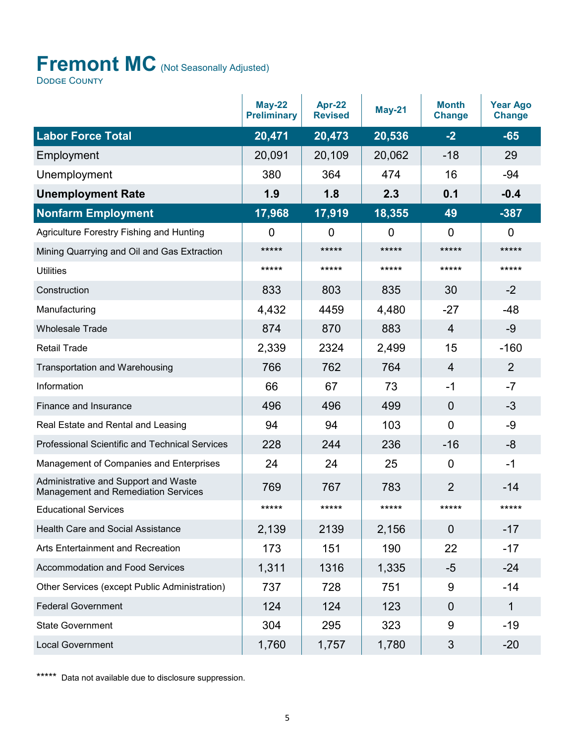# Fremont MC (Not Seasonally Adjusted)

Dodge County

| | May-22 Preliminary | Apr-22 Revised | May-21 | Month Change | Year Ago Change |
|---|---|---|---|---|---|
| **Labor Force Total** | **20,471** | **20,473** | **20,536** | **-2** | **-65** |
| Employment | 20,091 | 20,109 | 20,062 | -18 | 29 |
| Unemployment | 380 | 364 | 474 | 16 | -94 |
| **Unemployment Rate** | **1.9** | **1.8** | **2.3** | **0.1** | **-0.4** |
| **Nonfarm Employment** | **17,968** | **17,919** | **18,355** | **49** | **-387** |
| Agriculture Forestry Fishing and Hunting | 0 | 0 | 0 | 0 | 0 |
| Mining Quarrying and Oil and Gas Extraction | ***** | ***** | ***** | ***** | ***** |
| Utilities | ***** | ***** | ***** | ***** | ***** |
| Construction | 833 | 803 | 835 | 30 | -2 |
| Manufacturing | 4,432 | 4459 | 4,480 | -27 | -48 |
| Wholesale Trade | 874 | 870 | 883 | 4 | -9 |
| Retail Trade | 2,339 | 2324 | 2,499 | 15 | -160 |
| Transportation and Warehousing | 766 | 762 | 764 | 4 | 2 |
| Information | 66 | 67 | 73 | -1 | -7 |
| Finance and Insurance | 496 | 496 | 499 | 0 | -3 |
| Real Estate and Rental and Leasing | 94 | 94 | 103 | 0 | -9 |
| Professional Scientific and Technical Services | 228 | 244 | 236 | -16 | -8 |
| Management of Companies and Enterprises | 24 | 24 | 25 | 0 | -1 |
| Administrative and Support and Waste Management and Remediation Services | 769 | 767 | 783 | 2 | -14 |
| Educational Services | ***** | ***** | ***** | ***** | ***** |
| Health Care and Social Assistance | 2,139 | 2139 | 2,156 | 0 | -17 |
| Arts Entertainment and Recreation | 173 | 151 | 190 | 22 | -17 |
| Accommodation and Food Services | 1,311 | 1316 | 1,335 | -5 | -24 |
| Other Services (except Public Administration) | 737 | 728 | 751 | 9 | -14 |
| Federal Government | 124 | 124 | 123 | 0 | 1 |
| State Government | 304 | 295 | 323 | 9 | -19 |
| Local Government | 1,760 | 1,757 | 1,780 | 3 | -20 |

***** Data not available due to disclosure suppression.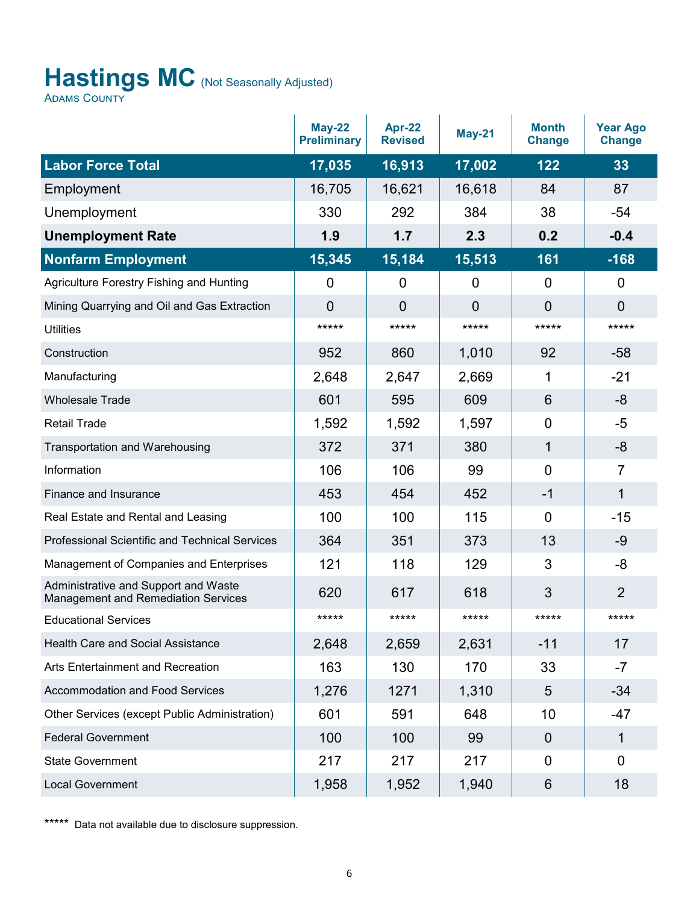# Hastings MC (Not Seasonally Adjusted)

Adams County

| | May-22 Preliminary | Apr-22 Revised | May-21 | Month Change | Year Ago Change |
|---|---|---|---|---|---|
| **Labor Force Total** | **17,035** | **16,913** | **17,002** | **122** | **33** |
| Employment | 16,705 | 16,621 | 16,618 | 84 | 87 |
| Unemployment | 330 | 292 | 384 | 38 | -54 |
| **Unemployment Rate** | **1.9** | **1.7** | **2.3** | **0.2** | **-0.4** |
| **Nonfarm Employment** | **15,345** | **15,184** | **15,513** | **161** | **-168** |
| Agriculture Forestry Fishing and Hunting | 0 | 0 | 0 | 0 | 0 |
| Mining Quarrying and Oil and Gas Extraction | 0 | 0 | 0 | 0 | 0 |
| Utilities | ***** | ***** | ***** | ***** | ***** |
| Construction | 952 | 860 | 1,010 | 92 | -58 |
| Manufacturing | 2,648 | 2,647 | 2,669 | 1 | -21 |
| Wholesale Trade | 601 | 595 | 609 | 6 | -8 |
| Retail Trade | 1,592 | 1,592 | 1,597 | 0 | -5 |
| Transportation and Warehousing | 372 | 371 | 380 | 1 | -8 |
| Information | 106 | 106 | 99 | 0 | 7 |
| Finance and Insurance | 453 | 454 | 452 | -1 | 1 |
| Real Estate and Rental and Leasing | 100 | 100 | 115 | 0 | -15 |
| Professional Scientific and Technical Services | 364 | 351 | 373 | 13 | -9 |
| Management of Companies and Enterprises | 121 | 118 | 129 | 3 | -8 |
| Administrative and Support and Waste Management and Remediation Services | 620 | 617 | 618 | 3 | 2 |
| Educational Services | ***** | ***** | ***** | ***** | ***** |
| Health Care and Social Assistance | 2,648 | 2,659 | 2,631 | -11 | 17 |
| Arts Entertainment and Recreation | 163 | 130 | 170 | 33 | -7 |
| Accommodation and Food Services | 1,276 | 1271 | 1,310 | 5 | -34 |
| Other Services (except Public Administration) | 601 | 591 | 648 | 10 | -47 |
| Federal Government | 100 | 100 | 99 | 0 | 1 |
| State Government | 217 | 217 | 217 | 0 | 0 |
| Local Government | 1,958 | 1,952 | 1,940 | 6 | 18 |

***** Data not available due to disclosure suppression.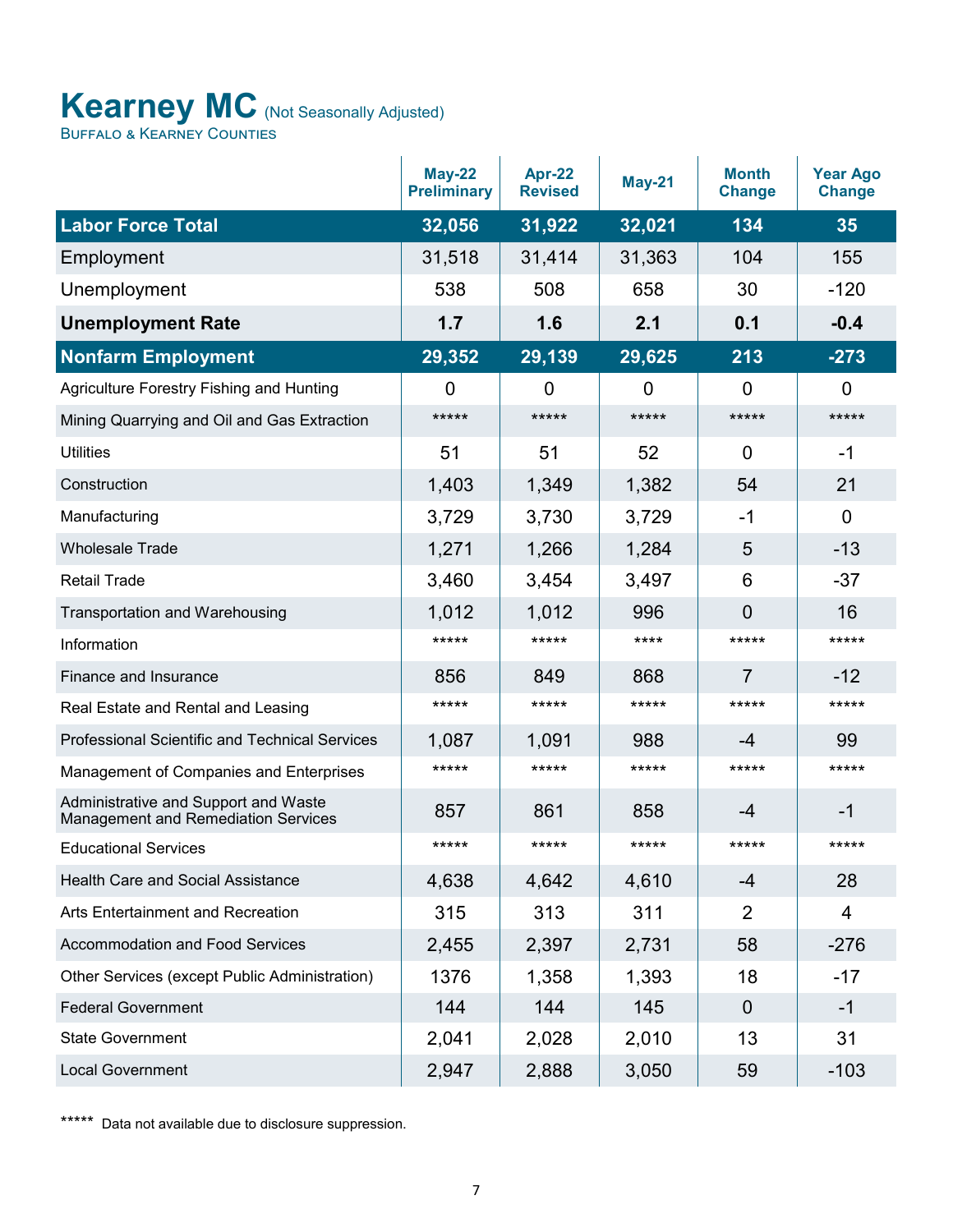# Kearney MC (Not Seasonally Adjusted)

Buffalo & Kearney Counties

| | May-22 Preliminary | Apr-22 Revised | May-21 | Month Change | Year Ago Change |
|---|---|---|---|---|---|
| **Labor Force Total** | **32,056** | **31,922** | **32,021** | **134** | **35** |
| Employment | 31,518 | 31,414 | 31,363 | 104 | 155 |
| Unemployment | 538 | 508 | 658 | 30 | -120 |
| **Unemployment Rate** | **1.7** | **1.6** | **2.1** | **0.1** | **-0.4** |
| **Nonfarm Employment** | **29,352** | **29,139** | **29,625** | **213** | **-273** |
| Agriculture Forestry Fishing and Hunting | 0 | 0 | 0 | 0 | 0 |
| Mining Quarrying and Oil and Gas Extraction | ***** | ***** | ***** | ***** | ***** |
| Utilities | 51 | 51 | 52 | 0 | -1 |
| Construction | 1,403 | 1,349 | 1,382 | 54 | 21 |
| Manufacturing | 3,729 | 3,730 | 3,729 | -1 | 0 |
| Wholesale Trade | 1,271 | 1,266 | 1,284 | 5 | -13 |
| Retail Trade | 3,460 | 3,454 | 3,497 | 6 | -37 |
| Transportation and Warehousing | 1,012 | 1,012 | 996 | 0 | 16 |
| Information | ***** | ***** | **** | ***** | ***** |
| Finance and Insurance | 856 | 849 | 868 | 7 | -12 |
| Real Estate and Rental and Leasing | ***** | ***** | ***** | ***** | ***** |
| Professional Scientific and Technical Services | 1,087 | 1,091 | 988 | -4 | 99 |
| Management of Companies and Enterprises | ***** | ***** | ***** | ***** | ***** |
| Administrative and Support and Waste Management and Remediation Services | 857 | 861 | 858 | -4 | -1 |
| Educational Services | ***** | ***** | ***** | ***** | ***** |
| Health Care and Social Assistance | 4,638 | 4,642 | 4,610 | -4 | 28 |
| Arts Entertainment and Recreation | 315 | 313 | 311 | 2 | 4 |
| Accommodation and Food Services | 2,455 | 2,397 | 2,731 | 58 | -276 |
| Other Services (except Public Administration) | 1376 | 1,358 | 1,393 | 18 | -17 |
| Federal Government | 144 | 144 | 145 | 0 | -1 |
| State Government | 2,041 | 2,028 | 2,010 | 13 | 31 |
| Local Government | 2,947 | 2,888 | 3,050 | 59 | -103 |

***** Data not available due to disclosure suppression.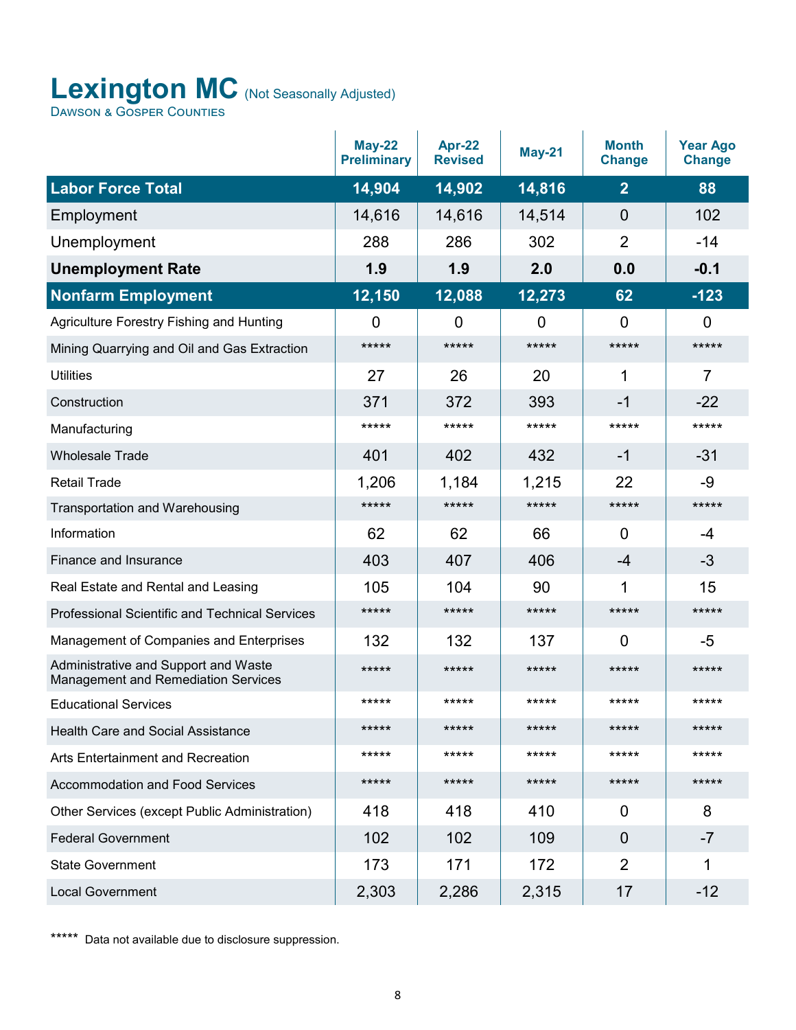# Lexington MC (Not Seasonally Adjusted)

Dawson & Gosper Counties

| | May-22 Preliminary | Apr-22 Revised | May-21 | Month Change | Year Ago Change |
|---|---|---|---|---|---|
| **Labor Force Total** | **14,904** | **14,902** | **14,816** | **2** | **88** |
| Employment | 14,616 | 14,616 | 14,514 | 0 | 102 |
| Unemployment | 288 | 286 | 302 | 2 | -14 |
| **Unemployment Rate** | **1.9** | **1.9** | **2.0** | **0.0** | **-0.1** |
| **Nonfarm Employment** | **12,150** | **12,088** | **12,273** | **62** | **-123** |
| Agriculture Forestry Fishing and Hunting | 0 | 0 | 0 | 0 | 0 |
| Mining Quarrying and Oil and Gas Extraction | ***** | ***** | ***** | ***** | ***** |
| Utilities | 27 | 26 | 20 | 1 | 7 |
| Construction | 371 | 372 | 393 | -1 | -22 |
| Manufacturing | ***** | ***** | ***** | ***** | ***** |
| Wholesale Trade | 401 | 402 | 432 | -1 | -31 |
| Retail Trade | 1,206 | 1,184 | 1,215 | 22 | -9 |
| Transportation and Warehousing | ***** | ***** | ***** | ***** | ***** |
| Information | 62 | 62 | 66 | 0 | -4 |
| Finance and Insurance | 403 | 407 | 406 | -4 | -3 |
| Real Estate and Rental and Leasing | 105 | 104 | 90 | 1 | 15 |
| Professional Scientific and Technical Services | ***** | ***** | ***** | ***** | ***** |
| Management of Companies and Enterprises | 132 | 132 | 137 | 0 | -5 |
| Administrative and Support and Waste Management and Remediation Services | ***** | ***** | ***** | ***** | ***** |
| Educational Services | ***** | ***** | ***** | ***** | ***** |
| Health Care and Social Assistance | ***** | ***** | ***** | ***** | ***** |
| Arts Entertainment and Recreation | ***** | ***** | ***** | ***** | ***** |
| Accommodation and Food Services | ***** | ***** | ***** | ***** | ***** |
| Other Services (except Public Administration) | 418 | 418 | 410 | 0 | 8 |
| Federal Government | 102 | 102 | 109 | 0 | -7 |
| State Government | 173 | 171 | 172 | 2 | 1 |
| Local Government | 2,303 | 2,286 | 2,315 | 17 | -12 |

***** Data not available due to disclosure suppression.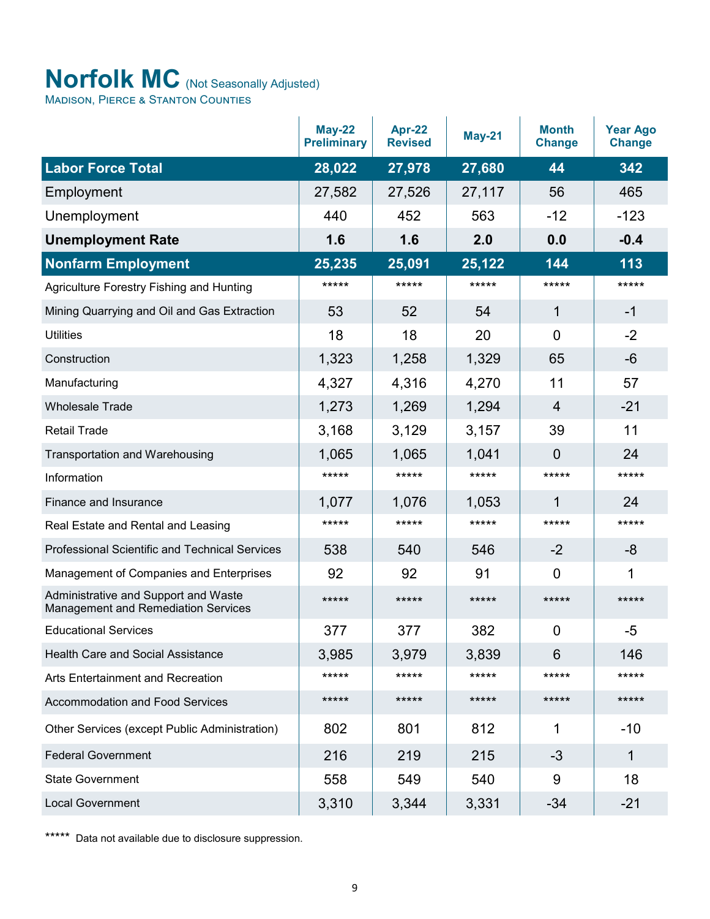# Norfolk MC (Not Seasonally Adjusted)

Madison, Pierce & Stanton Counties

| | May-22 Preliminary | Apr-22 Revised | May-21 | Month Change | Year Ago Change |
|---|---|---|---|---|---|
| **Labor Force Total** | **28,022** | **27,978** | **27,680** | **44** | **342** |
| Employment | 27,582 | 27,526 | 27,117 | 56 | 465 |
| Unemployment | 440 | 452 | 563 | -12 | -123 |
| **Unemployment Rate** | **1.6** | **1.6** | **2.0** | **0.0** | **-0.4** |
| **Nonfarm Employment** | **25,235** | **25,091** | **25,122** | **144** | **113** |
| Agriculture Forestry Fishing and Hunting | ***** | ***** | ***** | ***** | ***** |
| Mining Quarrying and Oil and Gas Extraction | 53 | 52 | 54 | 1 | -1 |
| Utilities | 18 | 18 | 20 | 0 | -2 |
| Construction | 1,323 | 1,258 | 1,329 | 65 | -6 |
| Manufacturing | 4,327 | 4,316 | 4,270 | 11 | 57 |
| Wholesale Trade | 1,273 | 1,269 | 1,294 | 4 | -21 |
| Retail Trade | 3,168 | 3,129 | 3,157 | 39 | 11 |
| Transportation and Warehousing | 1,065 | 1,065 | 1,041 | 0 | 24 |
| Information | ***** | ***** | ***** | ***** | ***** |
| Finance and Insurance | 1,077 | 1,076 | 1,053 | 1 | 24 |
| Real Estate and Rental and Leasing | ***** | ***** | ***** | ***** | ***** |
| Professional Scientific and Technical Services | 538 | 540 | 546 | -2 | -8 |
| Management of Companies and Enterprises | 92 | 92 | 91 | 0 | 1 |
| Administrative and Support and Waste Management and Remediation Services | ***** | ***** | ***** | ***** | ***** |
| Educational Services | 377 | 377 | 382 | 0 | -5 |
| Health Care and Social Assistance | 3,985 | 3,979 | 3,839 | 6 | 146 |
| Arts Entertainment and Recreation | ***** | ***** | ***** | ***** | ***** |
| Accommodation and Food Services | ***** | ***** | ***** | ***** | ***** |
| Other Services (except Public Administration) | 802 | 801 | 812 | 1 | -10 |
| Federal Government | 216 | 219 | 215 | -3 | 1 |
| State Government | 558 | 549 | 540 | 9 | 18 |
| Local Government | 3,310 | 3,344 | 3,331 | -34 | -21 |

***** Data not available due to disclosure suppression.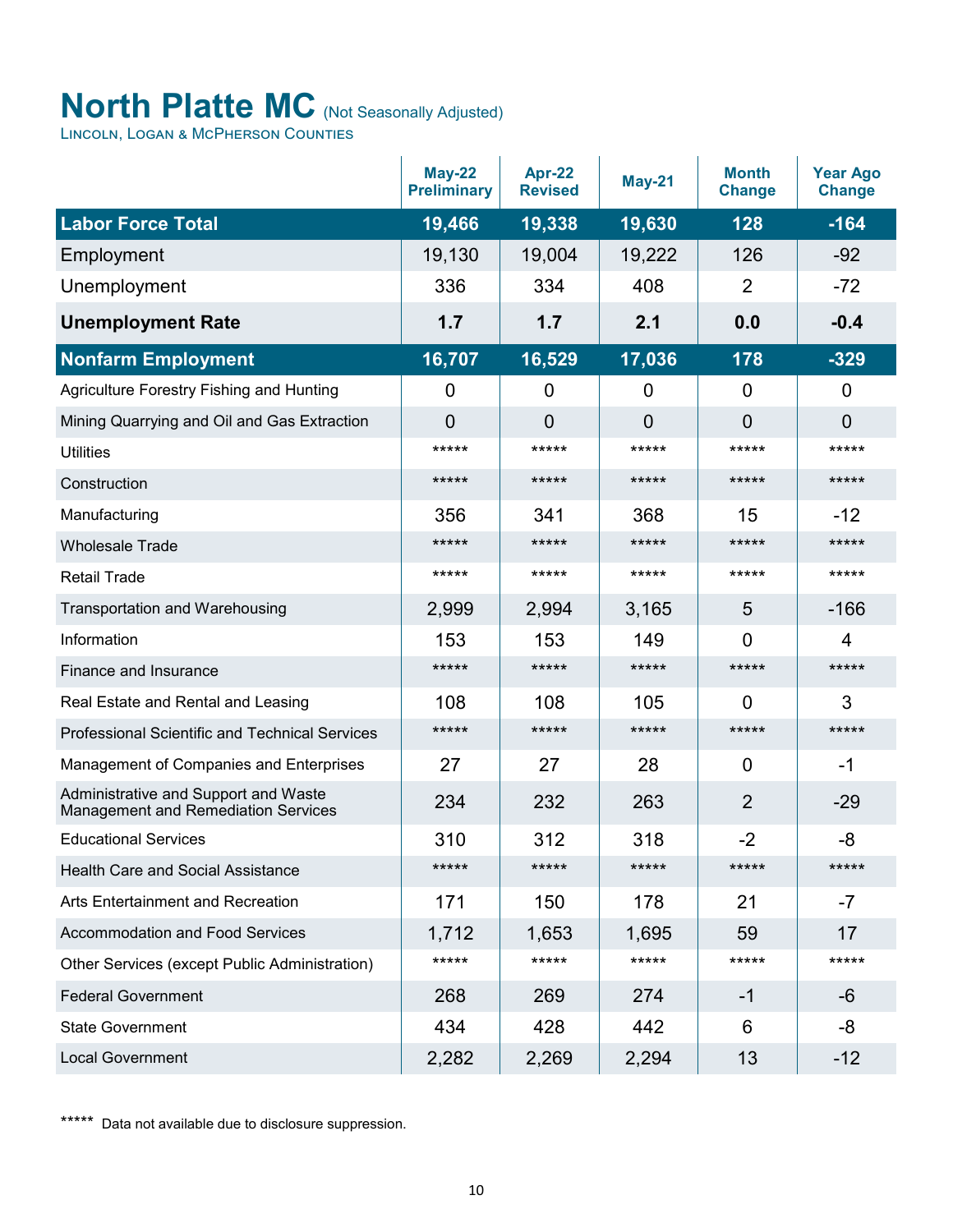# North Platte MC (Not Seasonally Adjusted)

Lincoln, Logan & McPherson Counties

| | May-22 Preliminary | Apr-22 Revised | May-21 | Month Change | Year Ago Change |
|---|---|---|---|---|---|
| **Labor Force Total** | **19,466** | **19,338** | **19,630** | **128** | **-164** |
| Employment | 19,130 | 19,004 | 19,222 | 126 | -92 |
| Unemployment | 336 | 334 | 408 | 2 | -72 |
| **Unemployment Rate** | **1.7** | **1.7** | **2.1** | **0.0** | **-0.4** |
| **Nonfarm Employment** | **16,707** | **16,529** | **17,036** | **178** | **-329** |
| Agriculture Forestry Fishing and Hunting | 0 | 0 | 0 | 0 | 0 |
| Mining Quarrying and Oil and Gas Extraction | 0 | 0 | 0 | 0 | 0 |
| Utilities | ***** | ***** | ***** | ***** | ***** |
| Construction | ***** | ***** | ***** | ***** | ***** |
| Manufacturing | 356 | 341 | 368 | 15 | -12 |
| Wholesale Trade | ***** | ***** | ***** | ***** | ***** |
| Retail Trade | ***** | ***** | ***** | ***** | ***** |
| Transportation and Warehousing | 2,999 | 2,994 | 3,165 | 5 | -166 |
| Information | 153 | 153 | 149 | 0 | 4 |
| Finance and Insurance | ***** | ***** | ***** | ***** | ***** |
| Real Estate and Rental and Leasing | 108 | 108 | 105 | 0 | 3 |
| Professional Scientific and Technical Services | ***** | ***** | ***** | ***** | ***** |
| Management of Companies and Enterprises | 27 | 27 | 28 | 0 | -1 |
| Administrative and Support and Waste Management and Remediation Services | 234 | 232 | 263 | 2 | -29 |
| Educational Services | 310 | 312 | 318 | -2 | -8 |
| Health Care and Social Assistance | ***** | ***** | ***** | ***** | ***** |
| Arts Entertainment and Recreation | 171 | 150 | 178 | 21 | -7 |
| Accommodation and Food Services | 1,712 | 1,653 | 1,695 | 59 | 17 |
| Other Services (except Public Administration) | ***** | ***** | ***** | ***** | ***** |
| Federal Government | 268 | 269 | 274 | -1 | -6 |
| State Government | 434 | 428 | 442 | 6 | -8 |
| Local Government | 2,282 | 2,269 | 2,294 | 13 | -12 |

***** Data not available due to disclosure suppression.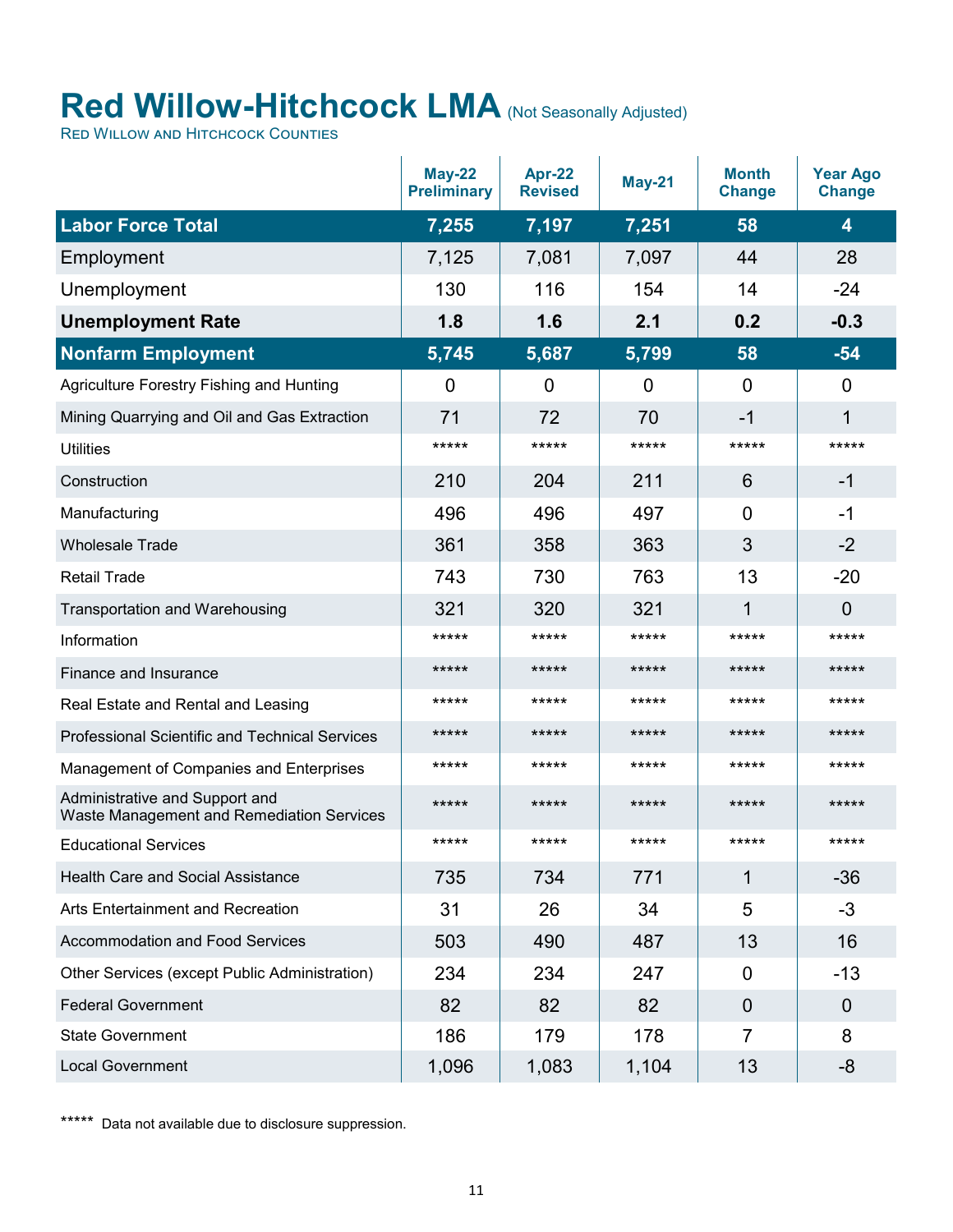# Red Willow-Hitchcock LMA (Not Seasonally Adjusted)

Red Willow and Hitchcock Counties

| | May-22 Preliminary | Apr-22 Revised | May-21 | Month Change | Year Ago Change |
|---|---|---|---|---|---|
| **Labor Force Total** | **7,255** | **7,197** | **7,251** | **58** | **4** |
| Employment | 7,125 | 7,081 | 7,097 | 44 | 28 |
| Unemployment | 130 | 116 | 154 | 14 | -24 |
| **Unemployment Rate** | **1.8** | **1.6** | **2.1** | **0.2** | **-0.3** |
| **Nonfarm Employment** | **5,745** | **5,687** | **5,799** | **58** | **-54** |
| Agriculture Forestry Fishing and Hunting | 0 | 0 | 0 | 0 | 0 |
| Mining Quarrying and Oil and Gas Extraction | 71 | 72 | 70 | -1 | 1 |
| Utilities | ***** | ***** | ***** | ***** | ***** |
| Construction | 210 | 204 | 211 | 6 | -1 |
| Manufacturing | 496 | 496 | 497 | 0 | -1 |
| Wholesale Trade | 361 | 358 | 363 | 3 | -2 |
| Retail Trade | 743 | 730 | 763 | 13 | -20 |
| Transportation and Warehousing | 321 | 320 | 321 | 1 | 0 |
| Information | ***** | ***** | ***** | ***** | ***** |
| Finance and Insurance | ***** | ***** | ***** | ***** | ***** |
| Real Estate and Rental and Leasing | ***** | ***** | ***** | ***** | ***** |
| Professional Scientific and Technical Services | ***** | ***** | ***** | ***** | ***** |
| Management of Companies and Enterprises | ***** | ***** | ***** | ***** | ***** |
| Administrative and Support and Waste Management and Remediation Services | ***** | ***** | ***** | ***** | ***** |
| Educational Services | ***** | ***** | ***** | ***** | ***** |
| Health Care and Social Assistance | 735 | 734 | 771 | 1 | -36 |
| Arts Entertainment and Recreation | 31 | 26 | 34 | 5 | -3 |
| Accommodation and Food Services | 503 | 490 | 487 | 13 | 16 |
| Other Services (except Public Administration) | 234 | 234 | 247 | 0 | -13 |
| Federal Government | 82 | 82 | 82 | 0 | 0 |
| State Government | 186 | 179 | 178 | 7 | 8 |
| Local Government | 1,096 | 1,083 | 1,104 | 13 | -8 |

***** Data not available due to disclosure suppression.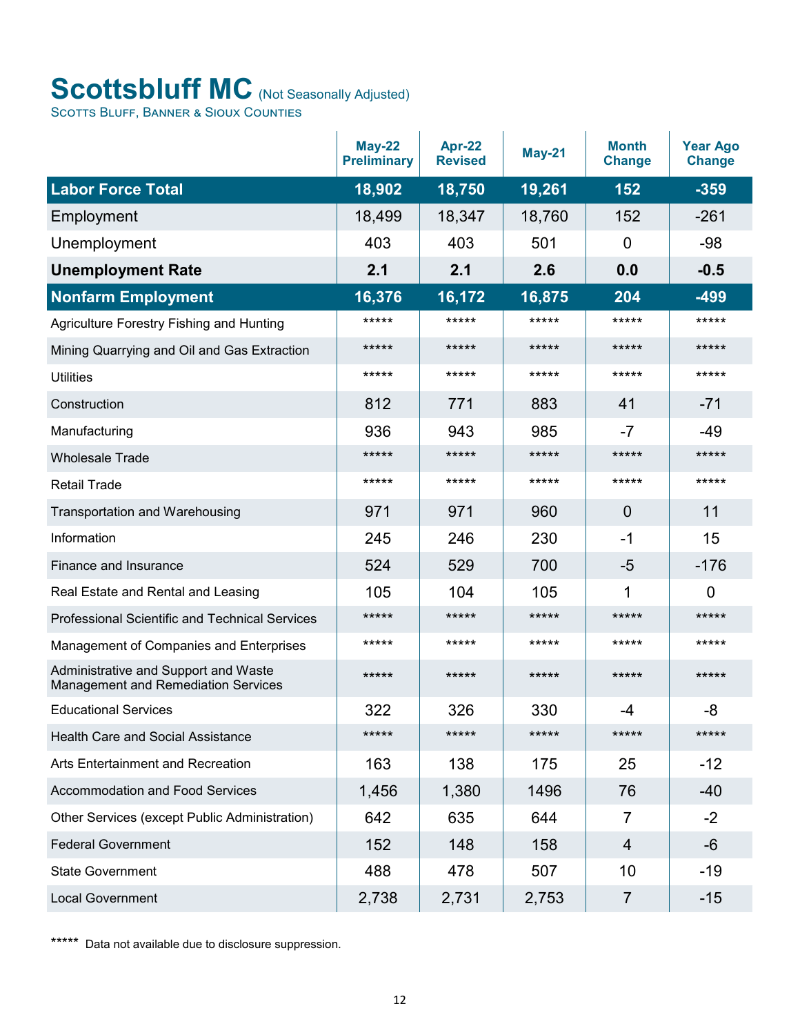# Scottsbluff MC (Not Seasonally Adjusted)

Scotts Bluff, Banner & Sioux Counties

| | May-22 Preliminary | Apr-22 Revised | May-21 | Month Change | Year Ago Change |
|---|---|---|---|---|---|
| **Labor Force Total** | **18,902** | **18,750** | **19,261** | **152** | **-359** |
| Employment | 18,499 | 18,347 | 18,760 | 152 | -261 |
| Unemployment | 403 | 403 | 501 | 0 | -98 |
| **Unemployment Rate** | **2.1** | **2.1** | **2.6** | **0.0** | **-0.5** |
| **Nonfarm Employment** | **16,376** | **16,172** | **16,875** | **204** | **-499** |
| Agriculture Forestry Fishing and Hunting | ***** | ***** | ***** | ***** | ***** |
| Mining Quarrying and Oil and Gas Extraction | ***** | ***** | ***** | ***** | ***** |
| Utilities | ***** | ***** | ***** | ***** | ***** |
| Construction | 812 | 771 | 883 | 41 | -71 |
| Manufacturing | 936 | 943 | 985 | -7 | -49 |
| Wholesale Trade | ***** | ***** | ***** | ***** | ***** |
| Retail Trade | ***** | ***** | ***** | ***** | ***** |
| Transportation and Warehousing | 971 | 971 | 960 | 0 | 11 |
| Information | 245 | 246 | 230 | -1 | 15 |
| Finance and Insurance | 524 | 529 | 700 | -5 | -176 |
| Real Estate and Rental and Leasing | 105 | 104 | 105 | 1 | 0 |
| Professional Scientific and Technical Services | ***** | ***** | ***** | ***** | ***** |
| Management of Companies and Enterprises | ***** | ***** | ***** | ***** | ***** |
| Administrative and Support and Waste Management and Remediation Services | ***** | ***** | ***** | ***** | ***** |
| Educational Services | 322 | 326 | 330 | -4 | -8 |
| Health Care and Social Assistance | ***** | ***** | ***** | ***** | ***** |
| Arts Entertainment and Recreation | 163 | 138 | 175 | 25 | -12 |
| Accommodation and Food Services | 1,456 | 1,380 | 1496 | 76 | -40 |
| Other Services (except Public Administration) | 642 | 635 | 644 | 7 | -2 |
| Federal Government | 152 | 148 | 158 | 4 | -6 |
| State Government | 488 | 478 | 507 | 10 | -19 |
| Local Government | 2,738 | 2,731 | 2,753 | 7 | -15 |

***** Data not available due to disclosure suppression.